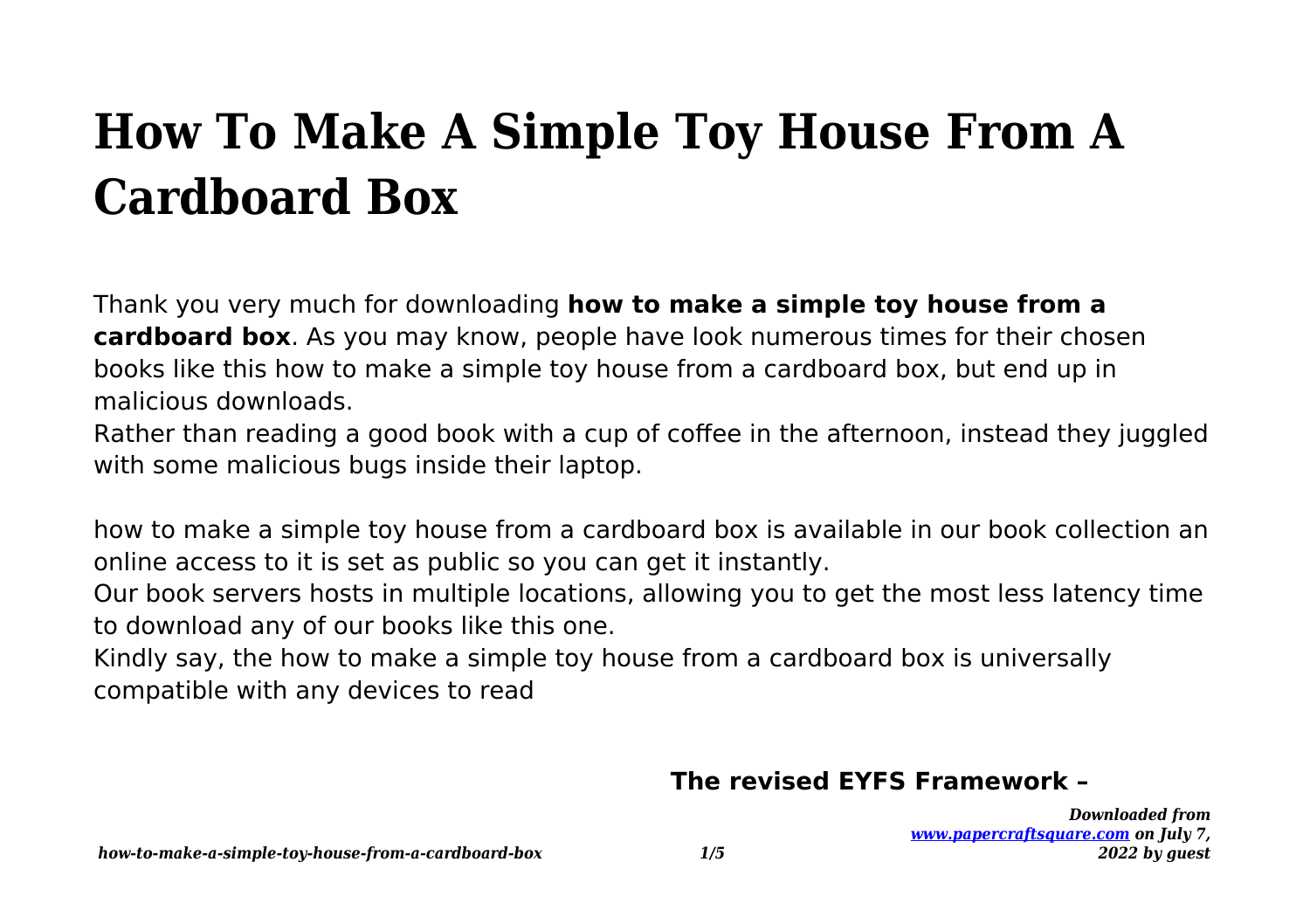# How To Make A Simple Toy House From A Cardboard Box

Thank you very much for downloading **how to make a simple toy house from a cardboard box**. As you may know, people have look numerous times for their chosen books like this how to make a simple toy house from a cardboard box, but end up in malicious downloads.

Rather than reading a good book with a cup of coffee in the afternoon, instead they juggled with some malicious bugs inside their laptop.

how to make a simple toy house from a cardboard box is available in our book collection an online access to it is set as public so you can get it instantly.

Our book servers hosts in multiple locations, allowing you to get the most less latency time to download any of our books like this one.

Kindly say, the how to make a simple toy house from a cardboard box is universally compatible with any devices to read

**The revised EYFS Framework –**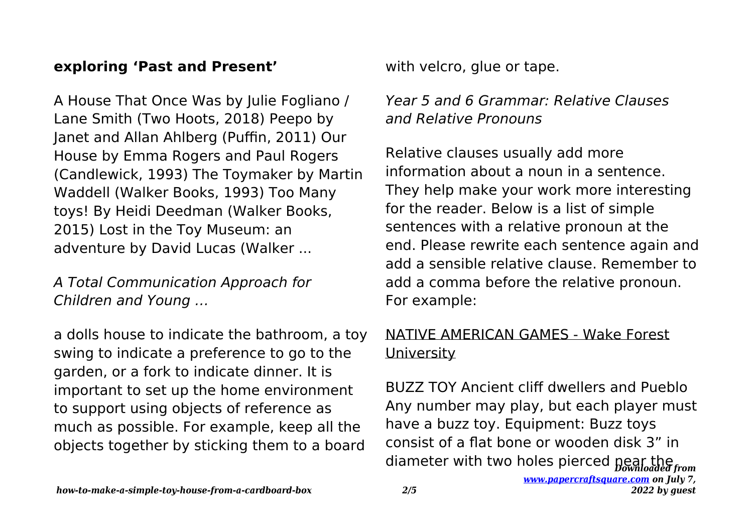**exploring 'Past and Present'**

A House That Once Was by Julie Fogliano / Lane Smith (Two Hoots, 2018) Peepo by Janet and Allan Ahlberg (Puffin, 2011) Our House by Emma Rogers and Paul Rogers (Candlewick, 1993) The Toymaker by Martin Waddell (Walker Books, 1993) Too Many toys! By Heidi Deedman (Walker Books, 2015) Lost in the Toy Museum: an adventure by David Lucas (Walker ...

*A Total Communication Approach for Children and Young …*

a dolls house to indicate the bathroom, a toy swing to indicate a preference to go to the garden, or a fork to indicate dinner. It is important to set up the home environment to support using objects of reference as much as possible. For example, keep all the objects together by sticking them to a board with velcro, glue or tape.

*Year 5 and 6 Grammar: Relative Clauses and Relative Pronouns*

Relative clauses usually add more information about a noun in a sentence. They help make your work more interesting for the reader. Below is a list of simple sentences with a relative pronoun at the end. Please rewrite each sentence again and add a sensible relative clause. Remember to add a comma before the relative pronoun. For example:

NATIVE AMERICAN GAMES - Wake Forest University

BUZZ TOY Ancient cliff dwellers and Pueblo Any number may play, but each player must have a buzz toy. Equipment: Buzz toys consist of a flat bone or wooden disk 3" in diameter with two holes pierced near the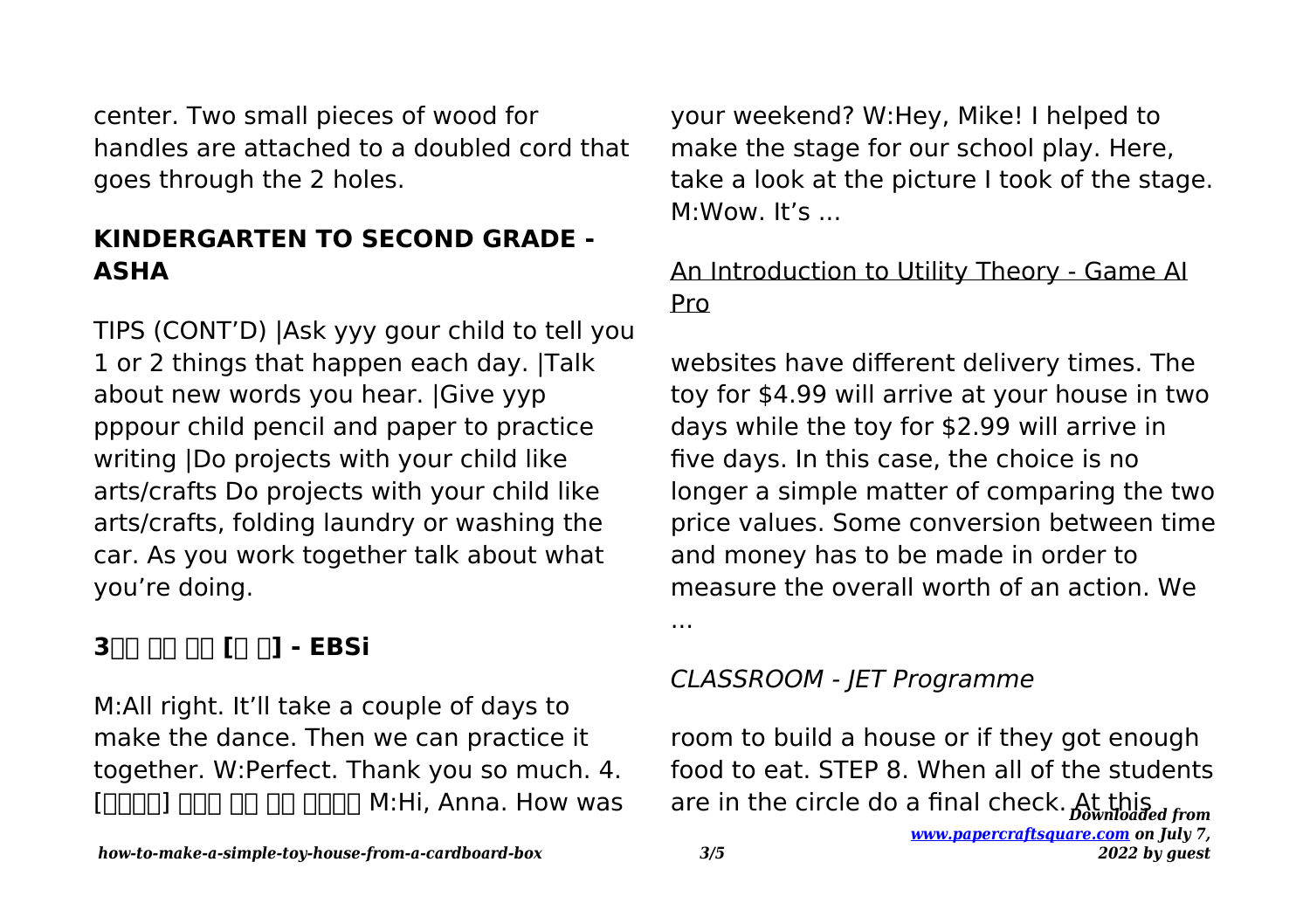center. Two small pieces of wood for handles are attached to a doubled cord that goes through the 2 holes.

## KINDERGARTEN TO SECOND GRADE - ASHA

TIPS (CONT'D) |Ask yyy gour child to tell you 1 or 2 things that happen each day. |Talk about new words you hear. |Give yyp pppour child pencil and paper to practice writing |Do projects with your child like arts/crafts Do projects with your child like arts/crafts, folding laundry or washing the car. As you work together talk about what you're doing.

## 3□□ □□ □□ [□ □] - EBSi

M:All right. It'll take a couple of days to make the dance. Then we can practice it together. W:Perfect. Thank you so much. 4. [□□□□] □□□ □□ □□ □□□□ M:Hi, Anna. How was your weekend? W:Hey, Mike! I helped to make the stage for our school play. Here, take a look at the picture I took of the stage. M:Wow. It's ...

## An Introduction to Utility Theory - Game AI Pro

websites have different delivery times. The toy for $4.99 will arrive at your house in two days while the toy for $2.99 will arrive in five days. In this case, the choice is no longer a simple matter of comparing the two price values. Some conversion between time and money has to be made in order to measure the overall worth of an action. We ...

## *CLASSROOM - JET Programme*

room to build a house or if they got enough food to eat. STEP 8. When all of the students are in the circle do a final check. At this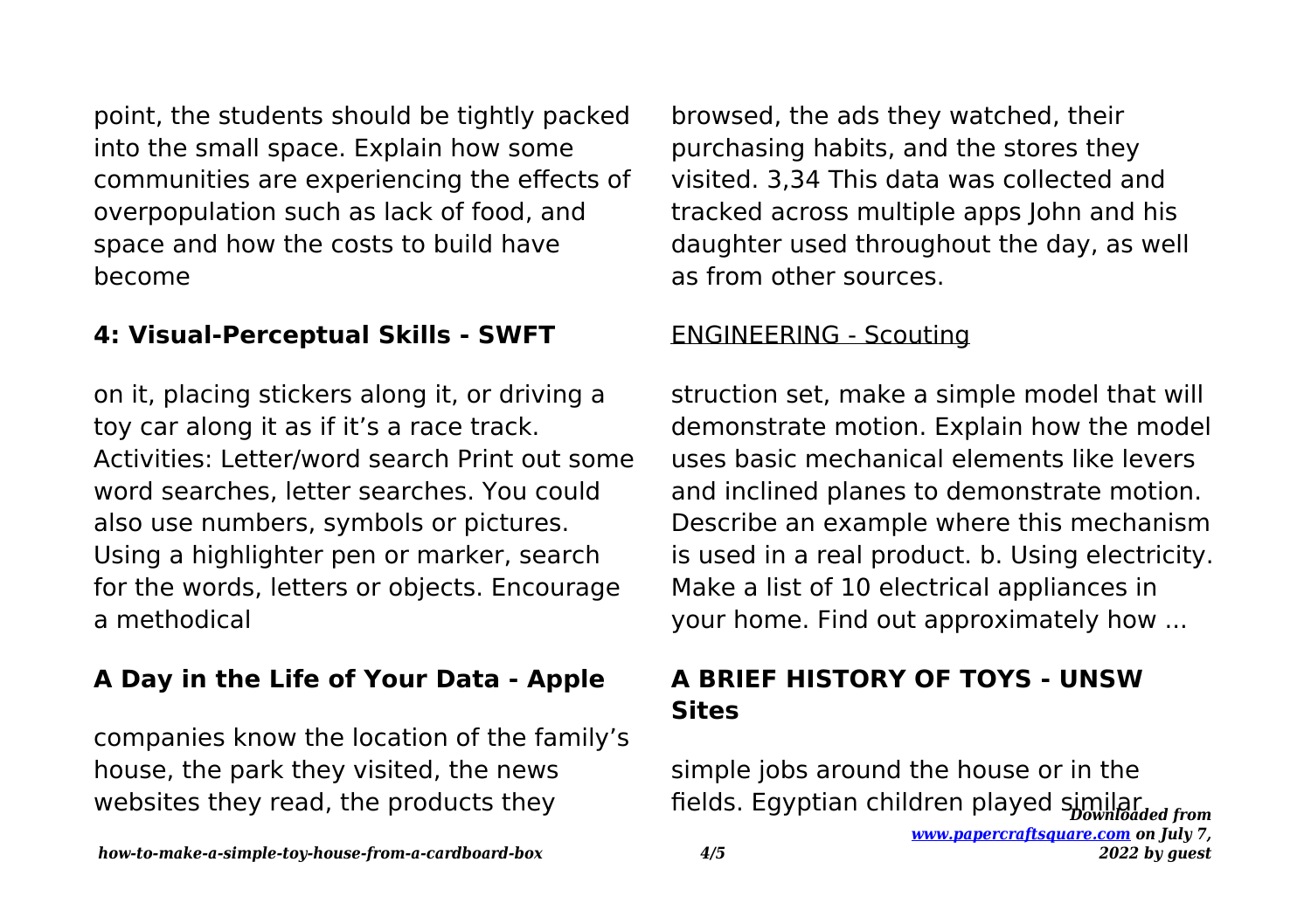point, the students should be tightly packed into the small space. Explain how some communities are experiencing the effects of overpopulation such as lack of food, and space and how the costs to build have become

## 4: Visual-Perceptual Skills - SWFT

on it, placing stickers along it, or driving a toy car along it as if it's a race track. Activities: Letter/word search Print out some word searches, letter searches. You could also use numbers, symbols or pictures. Using a highlighter pen or marker, search for the words, letters or objects. Encourage a methodical

## A Day in the Life of Your Data - Apple

companies know the location of the family's house, the park they visited, the news websites they read, the products they browsed, the ads they watched, their purchasing habits, and the stores they visited. 3,34 This data was collected and tracked across multiple apps John and his daughter used throughout the day, as well as from other sources.

ENGINEERING - Scouting

struction set, make a simple model that will demonstrate motion. Explain how the model uses basic mechanical elements like levers and inclined planes to demonstrate motion. Describe an example where this mechanism is used in a real product. b. Using electricity. Make a list of 10 electrical appliances in your home. Find out approximately how ...

## A BRIEF HISTORY OF TOYS - UNSW Sites

simple jobs around the house or in the fields. Egyptian children played similar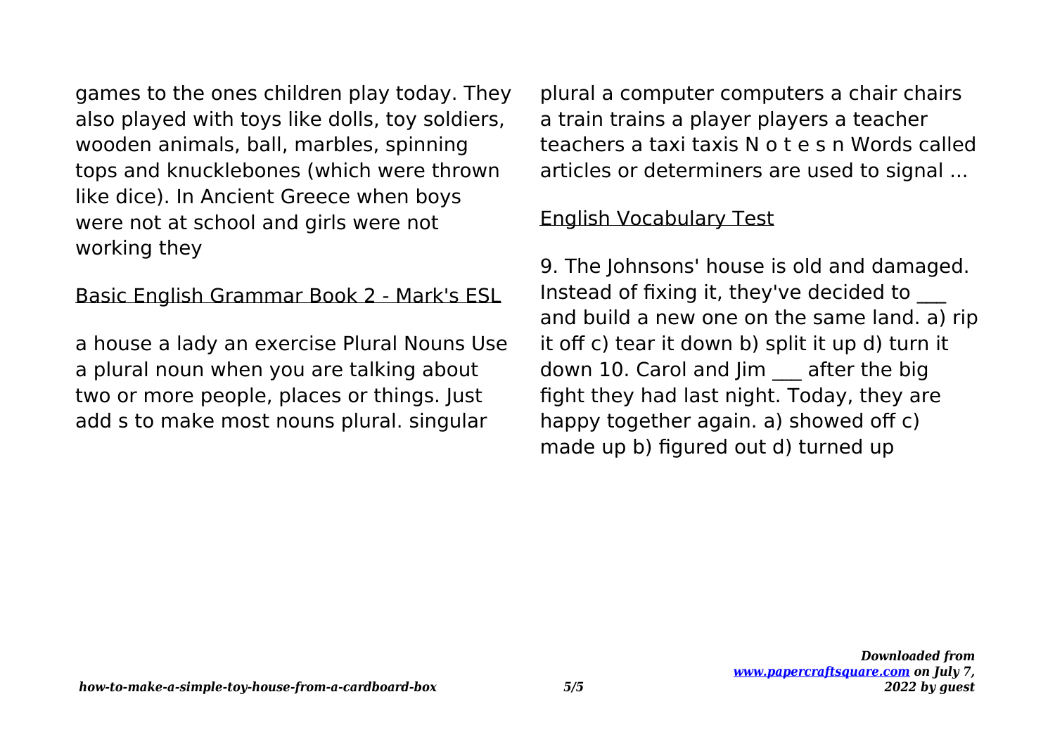games to the ones children play today. They also played with toys like dolls, toy soldiers, wooden animals, ball, marbles, spinning tops and knucklebones (which were thrown like dice). In Ancient Greece when boys were not at school and girls were not working they

## Basic English Grammar Book 2 - Mark's ESL

a house a lady an exercise Plural Nouns Use a plural noun when you are talking about two or more people, places or things. Just add s to make most nouns plural. singular plural a computer computers a chair chairs a train trains a player players a teacher teachers a taxi taxis N o t e s n Words called articles or determiners are used to signal ...

## English Vocabulary Test

9. The Johnsons' house is old and damaged. Instead of fixing it, they've decided to ___ and build a new one on the same land. a) rip it off c) tear it down b) split it up d) turn it down 10. Carol and Jim ___ after the big fight they had last night. Today, they are happy together again. a) showed off c) made up b) figured out d) turned up